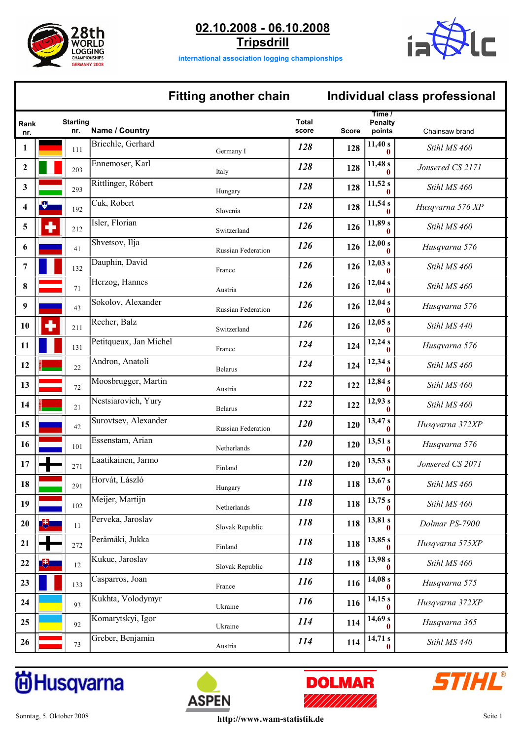**02.10.2008 - 06.10.2008**

**Tripsdrill**

international association logging championships

28th World Logging Championships Germany 2008

## Fitting another chain — Individual class professional

| Rank nr. | Starting nr. | Name / Country | | Total score | Score | Time / Penalty points | Chainsaw brand |
|---|---|---|---|---|---|---|---|
| 1 | 111 | Briechle, Gerhard | Germany I | *128* | 128 | 11,40 s 0 | *Stihl MS 460* |
| 2 | 203 | Ennemoser, Karl | Italy | *128* | 128 | 11,48 s 0 | *Jonsered CS 2171* |
| 3 | 293 | Rittlinger, Róbert | Hungary | *128* | 128 | 11,52 s 0 | *Stihl MS 460* |
| 4 | 192 | Cuk, Robert | Slovenia | *128* | 128 | 11,54 s 0 | *Husqvarna 576 XP* |
| 5 | 212 | Isler, Florian | Switzerland | *126* | 126 | 11,89 s 0 | *Stihl MS 460* |
| 6 | 41 | Shvetsov, Ilja | Russian Federation | *126* | 126 | 12,00 s 0 | *Husqvarna 576* |
| 7 | 132 | Dauphin, David | France | *126* | 126 | 12,03 s 0 | *Stihl MS 460* |
| 8 | 71 | Herzog, Hannes | Austria | *126* | 126 | 12,04 s 0 | *Stihl MS 460* |
| 9 | 43 | Sokolov, Alexander | Russian Federation | *126* | 126 | 12,04 s 0 | *Husqvarna 576* |
| 10 | 211 | Recher, Balz | Switzerland | *126* | 126 | 12,05 s 0 | *Stihl MS 440* |
| 11 | 131 | Petitqueux, Jan Michel | France | *124* | 124 | 12,24 s 0 | *Husqvarna 576* |
| 12 | 22 | Andron, Anatoli | Belarus | *124* | 124 | 12,34 s 0 | *Stihl MS 460* |
| 13 | 72 | Moosbrugger, Martin | Austria | *122* | 122 | 12,84 s 0 | *Stihl MS 460* |
| 14 | 21 | Nestsiarovich, Yury | Belarus | *122* | 122 | 12,93 s 0 | *Stihl MS 460* |
| 15 | 42 | Surovtsev, Alexander | Russian Federation | *120* | 120 | 13,47 s 0 | *Husqvarna 372XP* |
| 16 | 101 | Essenstam, Arian | Netherlands | *120* | 120 | 13,51 s 0 | *Husqvarna 576* |
| 17 | 271 | Laatikainen, Jarmo | Finland | *120* | 120 | 13,53 s 0 | *Jonsered CS 2071* |
| 18 | 291 | Horvát, László | Hungary | *118* | 118 | 13,67 s 0 | *Stihl MS 460* |
| 19 | 102 | Meijer, Martijn | Netherlands | *118* | 118 | 13,75 s 0 | *Stihl MS 460* |
| 20 | 11 | Perveka, Jaroslav | Slovak Republic | *118* | 118 | 13,81 s 0 | *Dolmar PS-7900* |
| 21 | 272 | Perämäki, Jukka | Finland | *118* | 118 | 13,85 s 0 | *Husqvarna 575XP* |
| 22 | 12 | Kukuc, Jaroslav | Slovak Republic | *118* | 118 | 13,98 s 0 | *Stihl MS 460* |
| 23 | 133 | Casparros, Joan | France | *116* | 116 | 14,08 s 0 | *Husqvarna 575* |
| 24 | 93 | Kukhta, Volodymyr | Ukraine | *116* | 116 | 14,15 s 0 | *Husqvarna 372XP* |
| 25 | 92 | Komarytskyi, Igor | Ukraine | *114* | 114 | 14,69 s 0 | *Husqvarna 365* |
| 26 | 73 | Greber, Benjamin | Austria | *114* | 114 | 14,71 s 0 | *Stihl MS 440* |

Husqvarna — ASPEN — DOLMAR — STIHL

Sonntag, 5. Oktober 2008

http://www.wam-statistik.de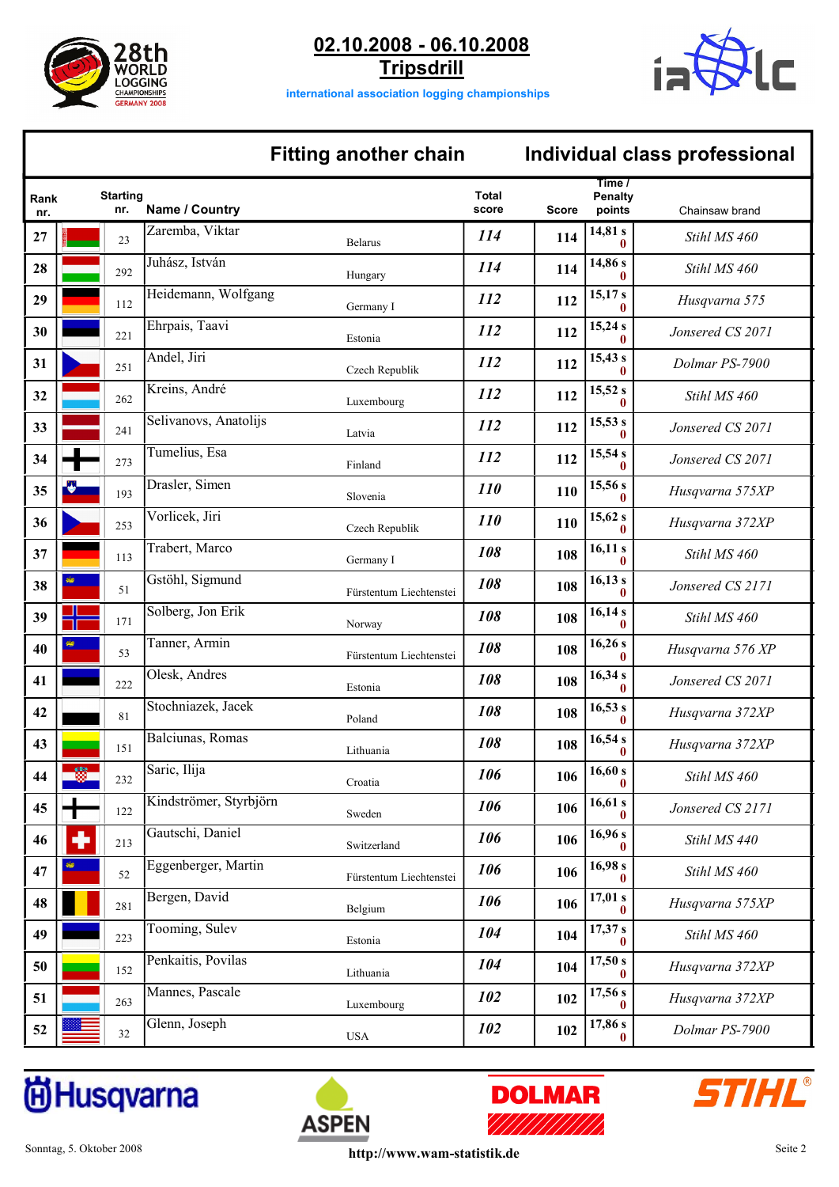# 02.10.2008 - 06.10.2008
# Tripsdrill

international association logging championships

## Fitting another chain — Individual class professional

| Rank nr. | Starting nr. | Name / Country | | Total score | Score | Time / Penalty points | Chainsaw brand |
|---|---|---|---|---|---|---|---|
| 27 | 23 | Zaremba, Viktar | Belarus | 114 | 114 | 14,81 s / 0 | Stihl MS 460 |
| 28 | 292 | Juhász, István | Hungary | 114 | 114 | 14,86 s / 0 | Stihl MS 460 |
| 29 | 112 | Heidemann, Wolfgang | Germany I | 112 | 112 | 15,17 s / 0 | Husqvarna 575 |
| 30 | 221 | Ehrpais, Taavi | Estonia | 112 | 112 | 15,24 s / 0 | Jonsered CS 2071 |
| 31 | 251 | Andel, Jiri | Czech Republik | 112 | 112 | 15,43 s / 0 | Dolmar PS-7900 |
| 32 | 262 | Kreins, André | Luxembourg | 112 | 112 | 15,52 s / 0 | Stihl MS 460 |
| 33 | 241 | Selivanovs, Anatolijs | Latvia | 112 | 112 | 15,53 s / 0 | Jonsered CS 2071 |
| 34 | 273 | Tumelius, Esa | Finland | 112 | 112 | 15,54 s / 0 | Jonsered CS 2071 |
| 35 | 193 | Drasler, Simen | Slovenia | 110 | 110 | 15,56 s / 0 | Husqvarna 575XP |
| 36 | 253 | Vorlicek, Jiri | Czech Republik | 110 | 110 | 15,62 s / 0 | Husqvarna 372XP |
| 37 | 113 | Trabert, Marco | Germany I | 108 | 108 | 16,11 s / 0 | Stihl MS 460 |
| 38 | 51 | Gstöhl, Sigmund | Fürstentum Liechtenstei | 108 | 108 | 16,13 s / 0 | Jonsered CS 2171 |
| 39 | 171 | Solberg, Jon Erik | Norway | 108 | 108 | 16,14 s / 0 | Stihl MS 460 |
| 40 | 53 | Tanner, Armin | Fürstentum Liechtenstei | 108 | 108 | 16,26 s / 0 | Husqvarna 576 XP |
| 41 | 222 | Olesk, Andres | Estonia | 108 | 108 | 16,34 s / 0 | Jonsered CS 2071 |
| 42 | 81 | Stochniazek, Jacek | Poland | 108 | 108 | 16,53 s / 0 | Husqvarna 372XP |
| 43 | 151 | Balciunas, Romas | Lithuania | 108 | 108 | 16,54 s / 0 | Husqvarna 372XP |
| 44 | 232 | Saric, Ilija | Croatia | 106 | 106 | 16,60 s / 0 | Stihl MS 460 |
| 45 | 122 | Kindströmer, Styrbjörn | Sweden | 106 | 106 | 16,61 s / 0 | Jonsered CS 2171 |
| 46 | 213 | Gautschi, Daniel | Switzerland | 106 | 106 | 16,96 s / 0 | Stihl MS 440 |
| 47 | 52 | Eggenberger, Martin | Fürstentum Liechtenstei | 106 | 106 | 16,98 s / 0 | Stihl MS 460 |
| 48 | 281 | Bergen, David | Belgium | 106 | 106 | 17,01 s / 0 | Husqvarna 575XP |
| 49 | 223 | Tooming, Sulev | Estonia | 104 | 104 | 17,37 s / 0 | Stihl MS 460 |
| 50 | 152 | Penkaitis, Povilas | Lithuania | 104 | 104 | 17,50 s / 0 | Husqvarna 372XP |
| 51 | 263 | Mannes, Pascale | Luxembourg | 102 | 102 | 17,56 s / 0 | Husqvarna 372XP |
| 52 | 32 | Glenn, Joseph | USA | 102 | 102 | 17,86 s / 0 | Dolmar PS-7900 |

Sonntag, 5. Oktober 2008

http://www.wam-statistik.de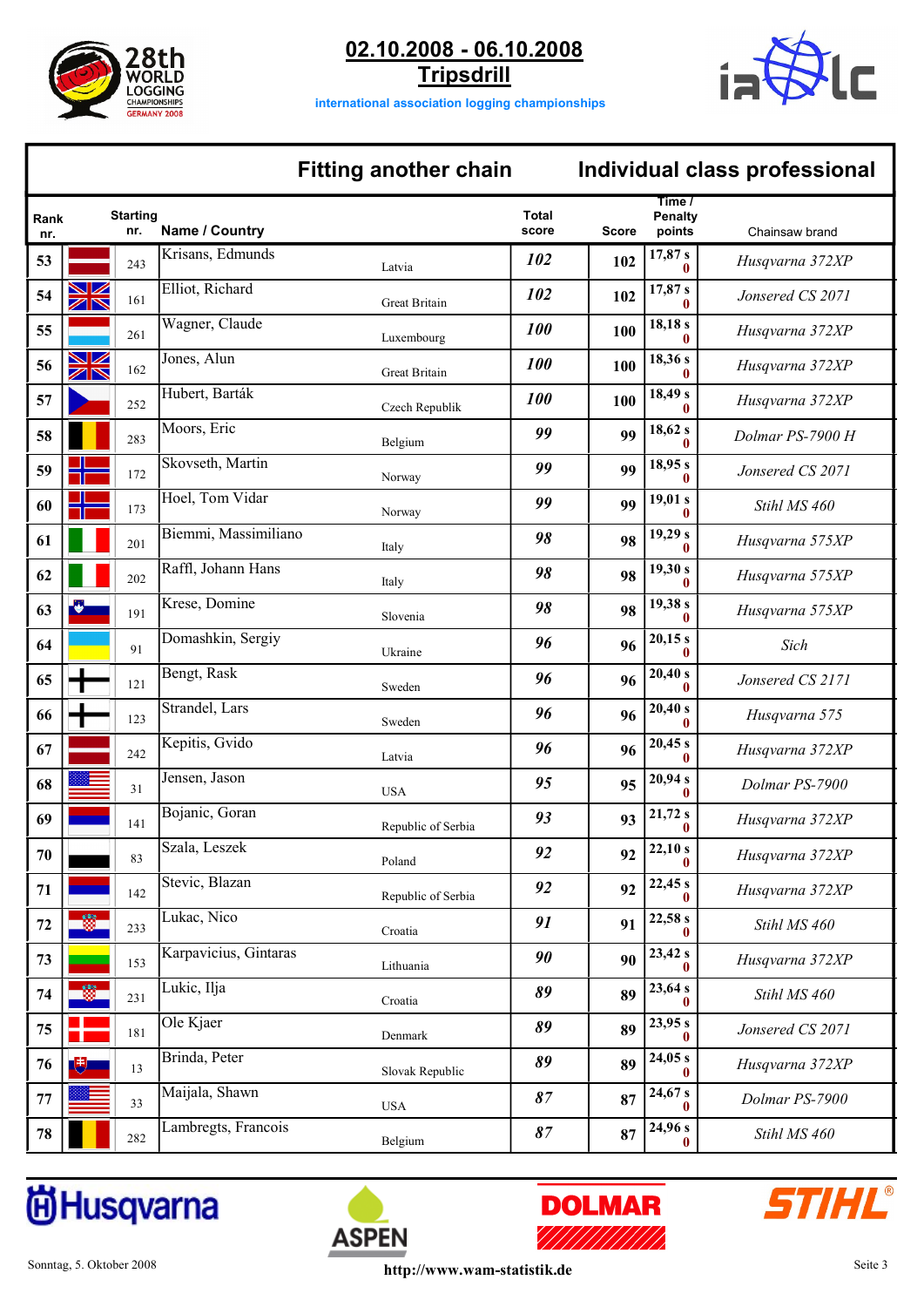**02.10.2008 - 06.10.2008**
**Tripsdrill**

international association logging championships

## Fitting another chain — Individual class professional

| Rank nr. | Starting nr. | Name / Country | | Total score | Score | Time / Penalty points | Chainsaw brand |
|---|---|---|---|---|---|---|---|
| 53 | 243 | Krisans, Edmunds | Latvia | *102* | 102 | 17,87 s 0 | *Husqvarna 372XP* |
| 54 | 161 | Elliot, Richard | Great Britain | *102* | 102 | 17,87 s 0 | *Jonsered CS 2071* |
| 55 | 261 | Wagner, Claude | Luxembourg | *100* | 100 | 18,18 s 0 | *Husqvarna 372XP* |
| 56 | 162 | Jones, Alun | Great Britain | *100* | 100 | 18,36 s 0 | *Husqvarna 372XP* |
| 57 | 252 | Hubert, Barták | Czech Republik | *100* | 100 | 18,49 s 0 | *Husqvarna 372XP* |
| 58 | 283 | Moors, Eric | Belgium | *99* | 99 | 18,62 s 0 | *Dolmar PS-7900 H* |
| 59 | 172 | Skovseth, Martin | Norway | *99* | 99 | 18,95 s 0 | *Jonsered CS 2071* |
| 60 | 173 | Hoel, Tom Vidar | Norway | *99* | 99 | 19,01 s 0 | *Stihl MS 460* |
| 61 | 201 | Biemmi, Massimiliano | Italy | *98* | 98 | 19,29 s 0 | *Husqvarna 575XP* |
| 62 | 202 | Raffl, Johann Hans | Italy | *98* | 98 | 19,30 s 0 | *Husqvarna 575XP* |
| 63 | 191 | Krese, Domine | Slovenia | *98* | 98 | 19,38 s 0 | *Husqvarna 575XP* |
| 64 | 91 | Domashkin, Sergiy | Ukraine | *96* | 96 | 20,15 s 0 | *Sich* |
| 65 | 121 | Bengt, Rask | Sweden | *96* | 96 | 20,40 s 0 | *Jonsered CS 2171* |
| 66 | 123 | Strandel, Lars | Sweden | *96* | 96 | 20,40 s 0 | *Husqvarna 575* |
| 67 | 242 | Kepitis, Gvido | Latvia | *96* | 96 | 20,45 s 0 | *Husqvarna 372XP* |
| 68 | 31 | Jensen, Jason | USA | *95* | 95 | 20,94 s 0 | *Dolmar PS-7900* |
| 69 | 141 | Bojanic, Goran | Republic of Serbia | *93* | 93 | 21,72 s 0 | *Husqvarna 372XP* |
| 70 | 83 | Szala, Leszek | Poland | *92* | 92 | 22,10 s 0 | *Husqvarna 372XP* |
| 71 | 142 | Stevic, Blazan | Republic of Serbia | *92* | 92 | 22,45 s 0 | *Husqvarna 372XP* |
| 72 | 233 | Lukac, Nico | Croatia | *91* | 91 | 22,58 s 0 | *Stihl MS 460* |
| 73 | 153 | Karpavicius, Gintaras | Lithuania | *90* | 90 | 23,42 s 0 | *Husqvarna 372XP* |
| 74 | 231 | Lukic, Ilja | Croatia | *89* | 89 | 23,64 s 0 | *Stihl MS 460* |
| 75 | 181 | Ole Kjaer | Denmark | *89* | 89 | 23,95 s 0 | *Jonsered CS 2071* |
| 76 | 13 | Brinda, Peter | Slovak Republic | *89* | 89 | 24,05 s 0 | *Husqvarna 372XP* |
| 77 | 33 | Maijala, Shawn | USA | *87* | 87 | 24,67 s 0 | *Dolmar PS-7900* |
| 78 | 282 | Lambregts, Francois | Belgium | *87* | 87 | 24,96 s 0 | *Stihl MS 460* |

Sonntag, 5. Oktober 2008

http://www.wam-statistik.de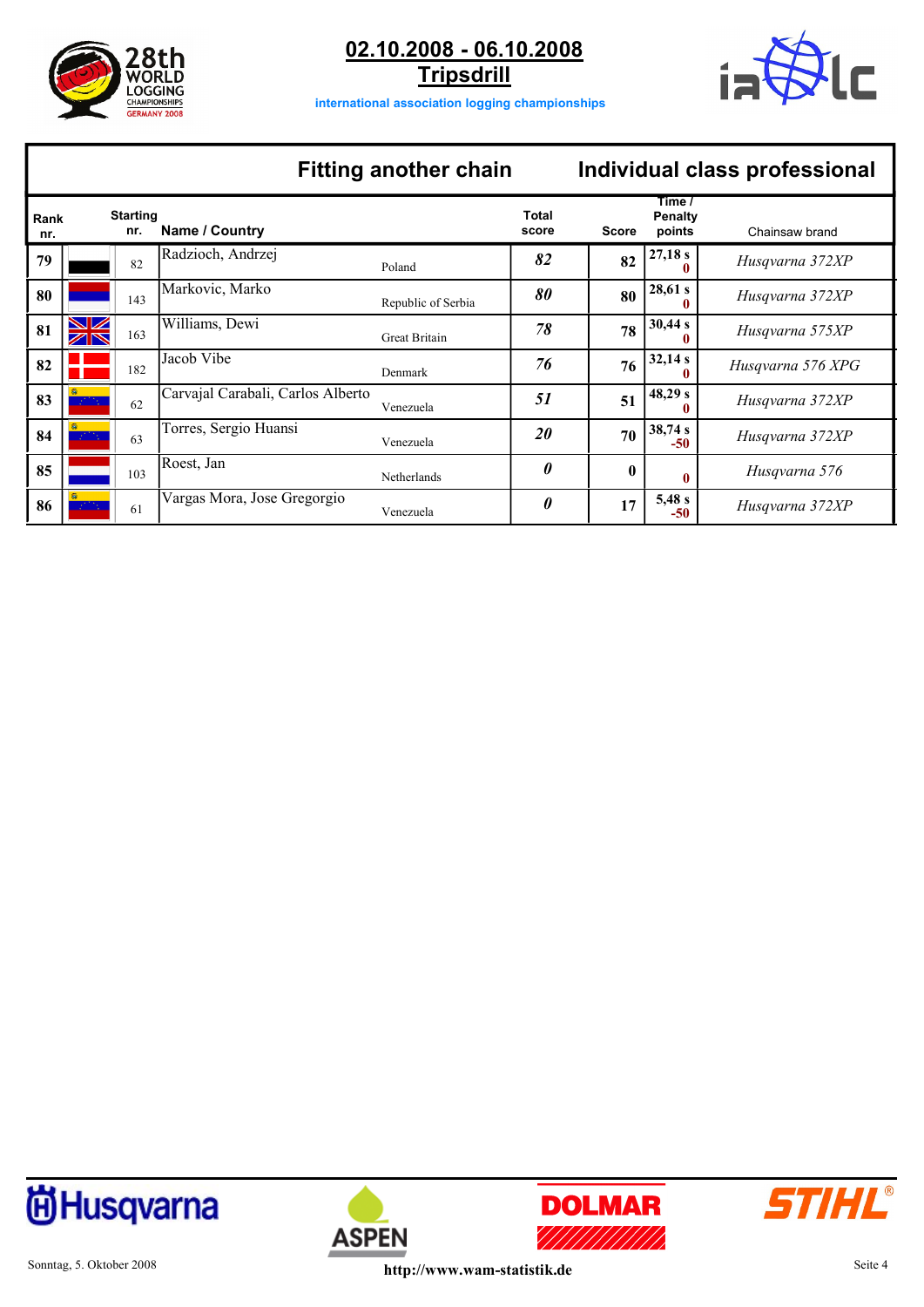# 02.10.2008 - 06.10.2008
# Tripsdrill

international association logging championships

## Fitting another chain — Individual class professional

| Rank nr. | | Starting nr. | Name / Country | | Total score | Score | Time / Penalty points | Chainsaw brand |
|---|---|---|---|---|---|---|---|---|
| 79 | | 82 | Radzioch, Andrzej | Poland | *82* | 82 | 27,18 s<br>0 | *Husqvarna 372XP* |
| 80 | | 143 | Markovic, Marko | Republic of Serbia | *80* | 80 | 28,61 s<br>0 | *Husqvarna 372XP* |
| 81 | | 163 | Williams, Dewi | Great Britain | *78* | 78 | 30,44 s<br>0 | *Husqvarna 575XP* |
| 82 | | 182 | Jacob Vibe | Denmark | *76* | 76 | 32,14 s<br>0 | *Husqvarna 576 XPG* |
| 83 | | 62 | Carvajal Carabali, Carlos Alberto | Venezuela | *51* | 51 | 48,29 s<br>0 | *Husqvarna 372XP* |
| 84 | | 63 | Torres, Sergio Huansi | Venezuela | *20* | 70 | 38,74 s<br>-50 | *Husqvarna 372XP* |
| 85 | | 103 | Roest, Jan | Netherlands | *0* | 0 | 0 | *Husqvarna 576* |
| 86 | | 61 | Vargas Mora, Jose Gregorgio | Venezuela | *0* | 17 | 5,48 s<br>-50 | *Husqvarna 372XP* |

Sonntag, 5. Oktober 2008

http://www.wam-statistik.de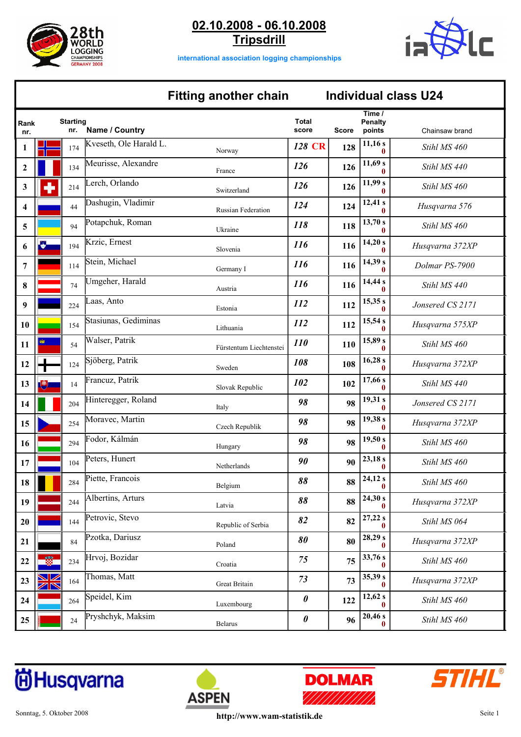**02.10.2008 - 06.10.2008**
**Tripsdrill**

international association logging championships

## Fitting another chain — Individual class U24

| Rank nr. | Starting nr. | Name / Country | | Total score | Score | Time / Penalty points | Chainsaw brand |
|---|---|---|---|---|---|---|---|
| 1 | 174 | Kveseth, Ole Harald L. | Norway | *128* CR | 128 | 11,16 s 0 | *Stihl MS 460* |
| 2 | 134 | Meurisse, Alexandre | France | *126* | 126 | 11,69 s 0 | *Stihl MS 440* |
| 3 | 214 | Lerch, Orlando | Switzerland | *126* | 126 | 11,99 s 0 | *Stihl MS 460* |
| 4 | 44 | Dashugin, Vladimir | Russian Federation | *124* | 124 | 12,41 s 0 | *Husqvarna 576* |
| 5 | 94 | Potapchuk, Roman | Ukraine | *118* | 118 | 13,70 s 0 | *Stihl MS 460* |
| 6 | 194 | Krzic, Ernest | Slovenia | *116* | 116 | 14,20 s 0 | *Husqvarna 372XP* |
| 7 | 114 | Stein, Michael | Germany I | *116* | 116 | 14,39 s 0 | *Dolmar PS-7900* |
| 8 | 74 | Umgeher, Harald | Austria | *116* | 116 | 14,44 s 0 | *Stihl MS 440* |
| 9 | 224 | Laas, Anto | Estonia | *112* | 112 | 15,35 s 0 | *Jonsered CS 2171* |
| 10 | 154 | Stasiunas, Gediminas | Lithuania | *112* | 112 | 15,54 s 0 | *Husqvarna 575XP* |
| 11 | 54 | Walser, Patrik | Fürstentum Liechtenstei | *110* | 110 | 15,89 s 0 | *Stihl MS 460* |
| 12 | 124 | Sjöberg, Patrik | Sweden | *108* | 108 | 16,28 s 0 | *Husqvarna 372XP* |
| 13 | 14 | Francuz, Patrik | Slovak Republic | *102* | 102 | 17,66 s 0 | *Stihl MS 440* |
| 14 | 204 | Hinteregger, Roland | Italy | *98* | 98 | 19,31 s 0 | *Jonsered CS 2171* |
| 15 | 254 | Moravec, Martin | Czech Republik | *98* | 98 | 19,38 s 0 | *Husqvarna 372XP* |
| 16 | 294 | Fodor, Kálmán | Hungary | *98* | 98 | 19,50 s 0 | *Stihl MS 460* |
| 17 | 104 | Peters, Hunert | Netherlands | *90* | 90 | 23,18 s 0 | *Stihl MS 460* |
| 18 | 284 | Piette, Francois | Belgium | *88* | 88 | 24,12 s 0 | *Stihl MS 460* |
| 19 | 244 | Albertins, Arturs | Latvia | *88* | 88 | 24,30 s 0 | *Husqvarna 372XP* |
| 20 | 144 | Petrovic, Stevo | Republic of Serbia | *82* | 82 | 27,22 s 0 | *Stihl MS 064* |
| 21 | 84 | Pzotka, Dariusz | Poland | *80* | 80 | 28,29 s 0 | *Husqvarna 372XP* |
| 22 | 234 | Hrvoj, Bozidar | Croatia | *75* | 75 | 33,76 s 0 | *Stihl MS 460* |
| 23 | 164 | Thomas, Matt | Great Britain | *73* | 73 | 35,39 s 0 | *Husqvarna 372XP* |
| 24 | 264 | Speidel, Kim | Luxembourg | *0* | 122 | 12,62 s 0 | *Stihl MS 460* |
| 25 | 24 | Pryshchyk, Maksim | Belarus | *0* | 96 | 20,46 s 0 | *Stihl MS 460* |

Sonntag, 5. Oktober 2008

http://www.wam-statistik.de